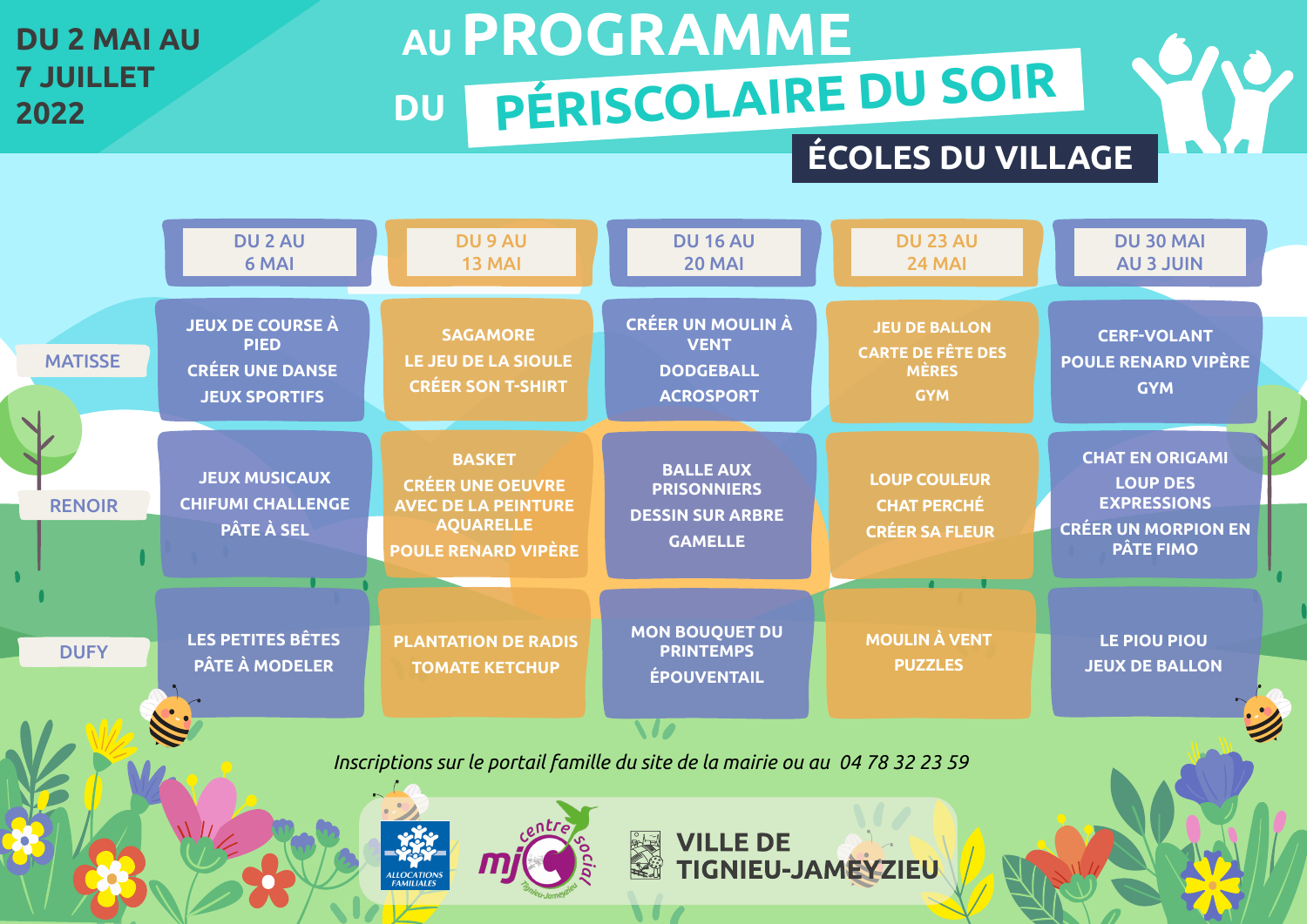DU 2 MAI AU 7 JUILLET 2022

# AU PROGRAMME DU PÉRISCOLAIRE DU SOIR

## ÉCOLES DU VILLAGE

| | DU 2 AU 6 MAI | DU 9 AU 13 MAI | DU 16 AU 20 MAI | DU 23 AU 24 MAI | DU 30 MAI AU 3 JUIN |
|---|---|---|---|---|---|
| MATISSE | JEUX DE COURSE À PIED<br>CRÉER UNE DANSE<br>JEUX SPORTIFS | SAGAMORE<br>LE JEU DE LA SIOULE<br>CRÉER SON T-SHIRT | CRÉER UN MOULIN À VENT<br>DODGEBALL<br>ACROSPORT | JEU DE BALLON<br>CARTE DE FÊTE DES MÈRES<br>GYM | CERF-VOLANT<br>POULE RENARD VIPÈRE<br>GYM |
| RENOIR | JEUX MUSICAUX<br>CHIFUMI CHALLENGE<br>PÂTE À SEL | BASKET<br>CRÉER UNE OEUVRE AVEC DE LA PEINTURE AQUARELLE<br>POULE RENARD VIPÈRE | BALLE AUX PRISONNIERS<br>DESSIN SUR ARBRE<br>GAMELLE | LOUP COULEUR<br>CHAT PERCHÉ<br>CRÉER SA FLEUR | CHAT EN ORIGAMI<br>LOUP DES EXPRESSIONS<br>CRÉER UN MORPION EN PÂTE FIMO |
| DUFY | LES PETITES BÊTES<br>PÂTE À MODELER | PLANTATION DE RADIS<br>TOMATE KETCHUP | MON BOUQUET DU PRINTEMPS<br>ÉPOUVENTAIL | MOULIN À VENT<br>PUZZLES | LE PIOU PIOU<br>JEUX DE BALLON |

*Inscriptions sur le portail famille du site de la mairie ou au 04 78 32 23 59*

ALLOCATIONS FAMILIALES — mjc centre social Tignieu-Jameyzieu — VILLE DE TIGNIEU-JAMEYZIEU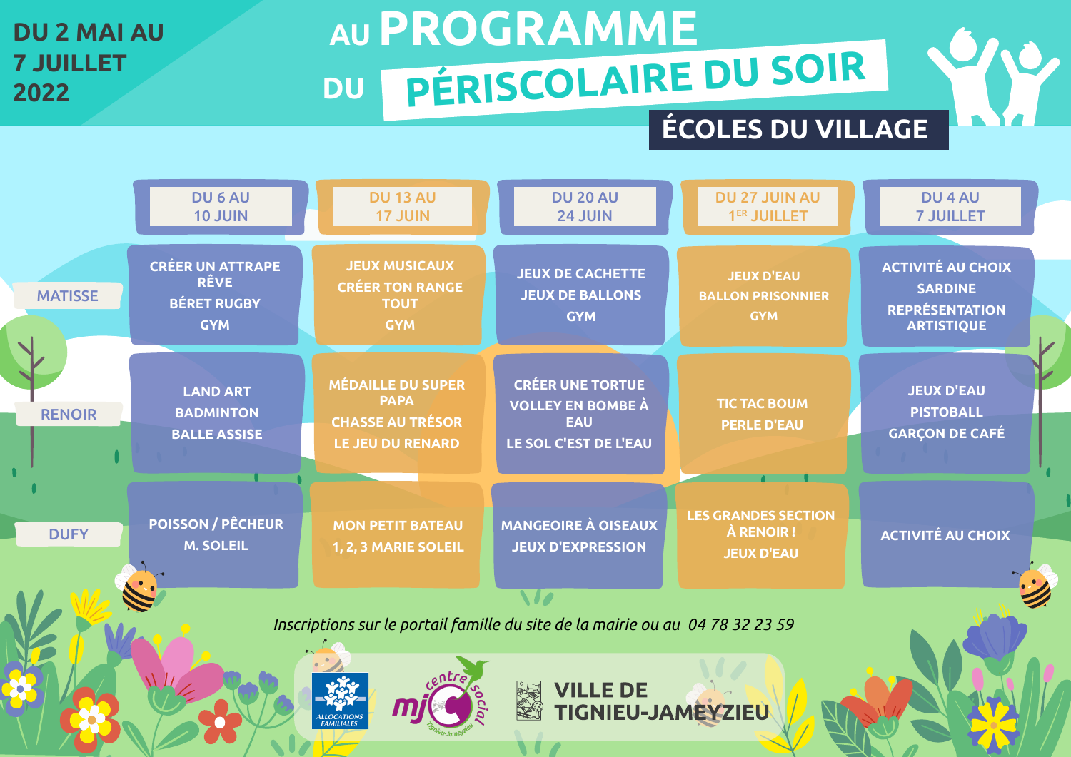**DU 2 MAI AU 7 JUILLET 2022**

# AU PROGRAMME DU PÉRISCOLAIRE DU SOIR

## ÉCOLES DU VILLAGE

| | DU 6 AU 10 JUIN | DU 13 AU 17 JUIN | DU 20 AU 24 JUIN | DU 27 JUIN AU 1ER JUILLET | DU 4 AU 7 JUILLET |
|---|---|---|---|---|---|
| MATISSE | CRÉER UN ATTRAPE RÊVE<br>BÉRET RUGBY<br>GYM | JEUX MUSICAUX<br>CRÉER TON RANGE TOUT<br>GYM | JEUX DE CACHETTE<br>JEUX DE BALLONS<br>GYM | JEUX D'EAU<br>BALLON PRISONNIER<br>GYM | ACTIVITÉ AU CHOIX<br>SARDINE<br>REPRÉSENTATION ARTISTIQUE |
| RENOIR | LAND ART<br>BADMINTON<br>BALLE ASSISE | MÉDAILLE DU SUPER PAPA<br>CHASSE AU TRÉSOR<br>LE JEU DU RENARD | CRÉER UNE TORTUE<br>VOLLEY EN BOMBE À EAU<br>LE SOL C'EST DE L'EAU | TIC TAC BOUM<br>PERLE D'EAU | JEUX D'EAU<br>PISTOBALL<br>GARÇON DE CAFÉ |
| DUFY | POISSON / PÊCHEUR<br>M. SOLEIL | MON PETIT BATEAU<br>1, 2, 3 MARIE SOLEIL | MANGEOIRE À OISEAUX<br>JEUX D'EXPRESSION | LES GRANDES SECTION À RENOIR !<br>JEUX D'EAU | ACTIVITÉ AU CHOIX |

*Inscriptions sur le portail famille du site de la mairie ou au 04 78 32 23 59*

ALLOCATIONS FAMILIALES

mjc centre social Tignieu-Jameyzieu

VILLE DE TIGNIEU-JAMEYZIEU